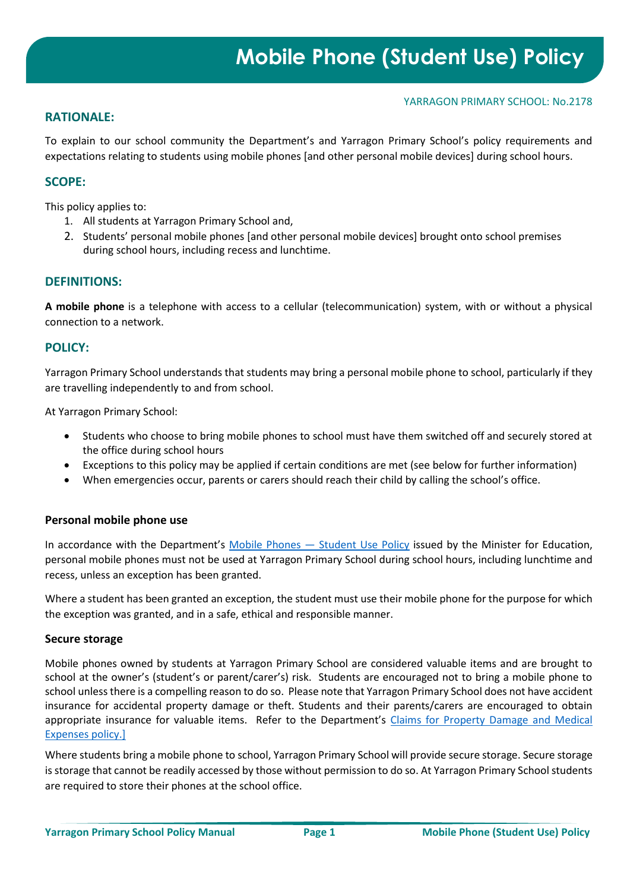# Mobile Phone (Student Use) Policy

YARRAGON PRIMARY SCHOOL: No.2178

## RATIONALE:

To explain to our school community the Department's and Yarragon Primary School's policy requirements and expectations relating to students using mobile phones [and other personal mobile devices] during school hours.

## SCOPE:

This policy applies to:

1. All students at Yarragon Primary School and,
2. Students' personal mobile phones [and other personal mobile devices] brought onto school premises during school hours, including recess and lunchtime.

## DEFINITIONS:

**A mobile phone** is a telephone with access to a cellular (telecommunication) system, with or without a physical connection to a network.

## POLICY:

Yarragon Primary School understands that students may bring a personal mobile phone to school, particularly if they are travelling independently to and from school.

At Yarragon Primary School:

- Students who choose to bring mobile phones to school must have them switched off and securely stored at the office during school hours
- Exceptions to this policy may be applied if certain conditions are met (see below for further information)
- When emergencies occur, parents or carers should reach their child by calling the school's office.

### Personal mobile phone use

In accordance with the Department's Mobile Phones — Student Use Policy issued by the Minister for Education, personal mobile phones must not be used at Yarragon Primary School during school hours, including lunchtime and recess, unless an exception has been granted.

Where a student has been granted an exception, the student must use their mobile phone for the purpose for which the exception was granted, and in a safe, ethical and responsible manner.

### Secure storage

Mobile phones owned by students at Yarragon Primary School are considered valuable items and are brought to school at the owner's (student's or parent/carer's) risk. Students are encouraged not to bring a mobile phone to school unless there is a compelling reason to do so. Please note that Yarragon Primary School does not have accident insurance for accidental property damage or theft. Students and their parents/carers are encouraged to obtain appropriate insurance for valuable items. Refer to the Department's Claims for Property Damage and Medical Expenses policy.]

Where students bring a mobile phone to school, Yarragon Primary School will provide secure storage. Secure storage is storage that cannot be readily accessed by those without permission to do so. At Yarragon Primary School students are required to store their phones at the school office.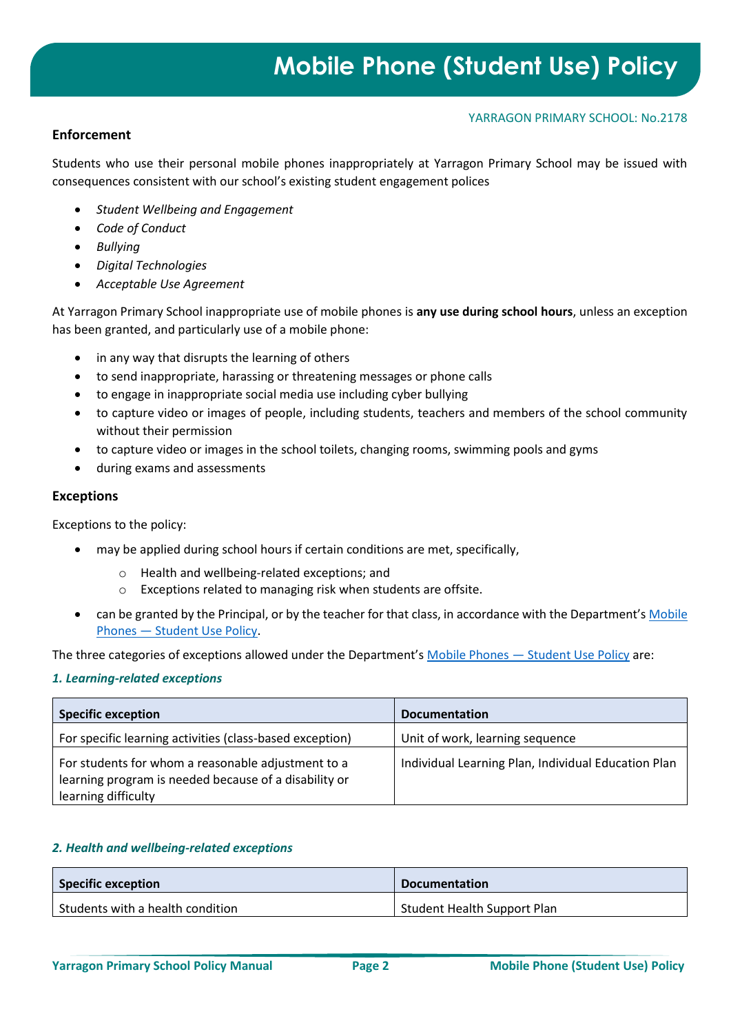## Enforcement

Students who use their personal mobile phones inappropriately at Yarragon Primary School may be issued with consequences consistent with our school's existing student engagement polices

- *Student Wellbeing and Engagement*
- *Code of Conduct*
- *Bullying*
- *Digital Technologies*
- *Acceptable Use Agreement*

At Yarragon Primary School inappropriate use of mobile phones is **any use during school hours**, unless an exception has been granted, and particularly use of a mobile phone:

- in any way that disrupts the learning of others
- to send inappropriate, harassing or threatening messages or phone calls
- to engage in inappropriate social media use including cyber bullying
- to capture video or images of people, including students, teachers and members of the school community without their permission
- to capture video or images in the school toilets, changing rooms, swimming pools and gyms
- during exams and assessments

## Exceptions

Exceptions to the policy:

- may be applied during school hours if certain conditions are met, specifically,
  - Health and wellbeing-related exceptions; and
  - Exceptions related to managing risk when students are offsite.
- can be granted by the Principal, or by the teacher for that class, in accordance with the Department's Mobile Phones — Student Use Policy.

The three categories of exceptions allowed under the Department's Mobile Phones — Student Use Policy are:

### *1. Learning-related exceptions*

| Specific exception | Documentation |
|---|---|
| For specific learning activities (class-based exception) | Unit of work, learning sequence |
| For students for whom a reasonable adjustment to a learning program is needed because of a disability or learning difficulty | Individual Learning Plan, Individual Education Plan |

### *2. Health and wellbeing-related exceptions*

| Specific exception | Documentation |
|---|---|
| Students with a health condition | Student Health Support Plan |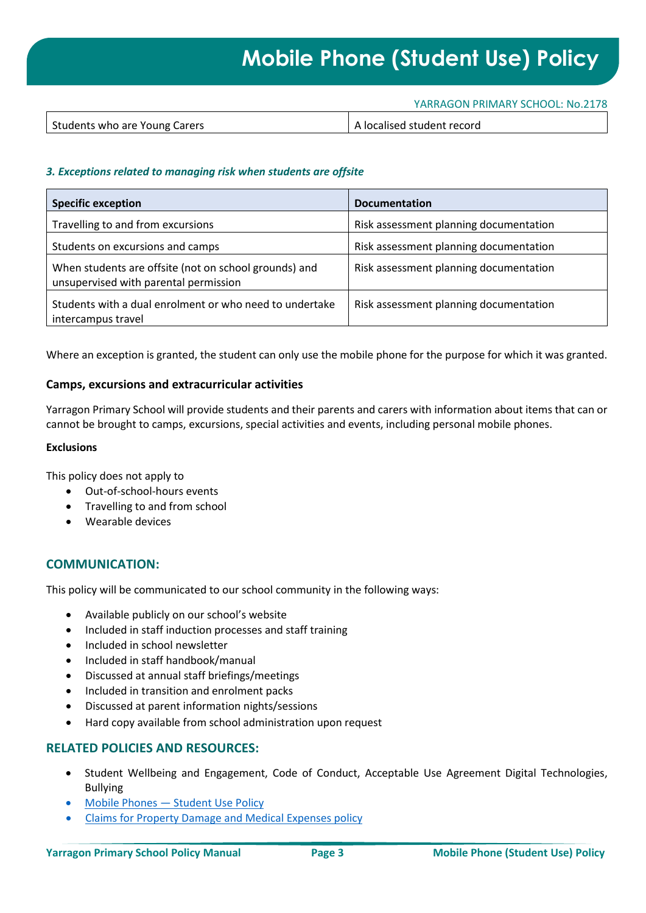| Students who are Young Carers | A localised student record |
|---|---|

*3. Exceptions related to managing risk when students are offsite*

| Specific exception | Documentation |
|---|---|
| Travelling to and from excursions | Risk assessment planning documentation |
| Students on excursions and camps | Risk assessment planning documentation |
| When students are offsite (not on school grounds) and unsupervised with parental permission | Risk assessment planning documentation |
| Students with a dual enrolment or who need to undertake intercampus travel | Risk assessment planning documentation |

Where an exception is granted, the student can only use the mobile phone for the purpose for which it was granted.

### Camps, excursions and extracurricular activities

Yarragon Primary School will provide students and their parents and carers with information about items that can or cannot be brought to camps, excursions, special activities and events, including personal mobile phones.

**Exclusions**

This policy does not apply to

- Out-of-school-hours events
- Travelling to and from school
- Wearable devices

## COMMUNICATION:

This policy will be communicated to our school community in the following ways:

- Available publicly on our school's website
- Included in staff induction processes and staff training
- Included in school newsletter
- Included in staff handbook/manual
- Discussed at annual staff briefings/meetings
- Included in transition and enrolment packs
- Discussed at parent information nights/sessions
- Hard copy available from school administration upon request

## RELATED POLICIES AND RESOURCES:

- Student Wellbeing and Engagement, Code of Conduct, Acceptable Use Agreement Digital Technologies, Bullying
- Mobile Phones — Student Use Policy
- Claims for Property Damage and Medical Expenses policy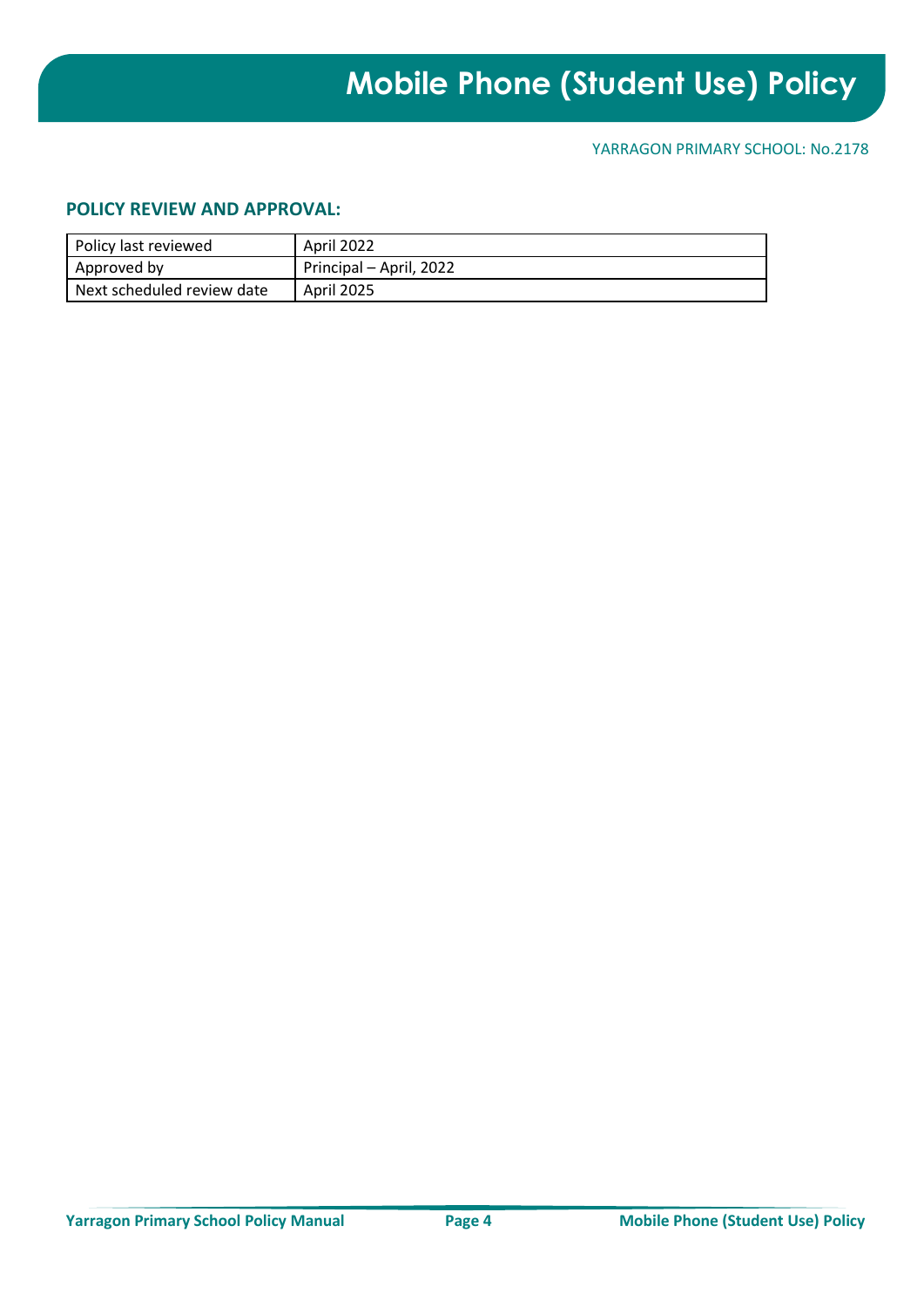## POLICY REVIEW AND APPROVAL:

| | |
|---|---|
| Policy last reviewed | April 2022 |
| Approved by | Principal – April, 2022 |
| Next scheduled review date | April 2025 |